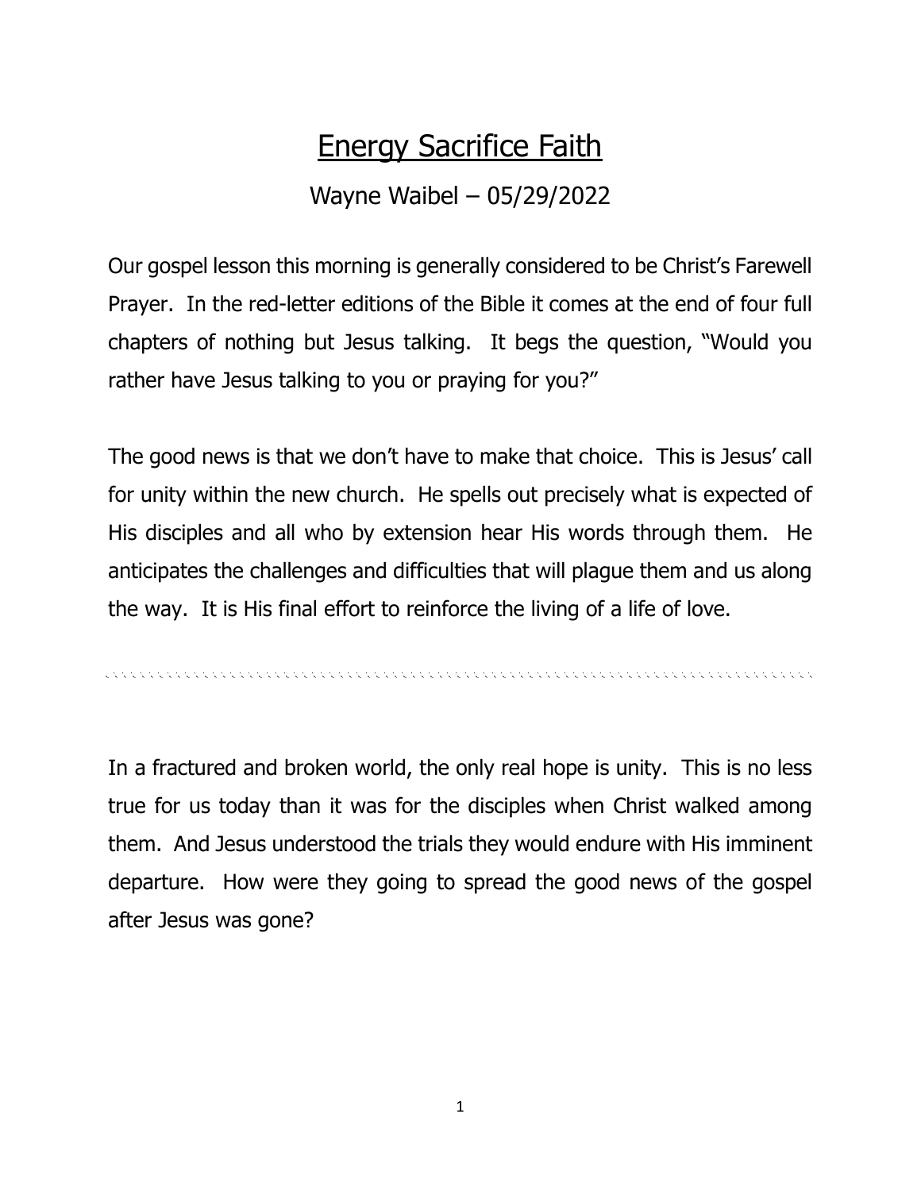# Energy Sacrifice Faith

Wayne Waibel – 05/29/2022

Our gospel lesson this morning is generally considered to be Christ's Farewell Prayer. In the red-letter editions of the Bible it comes at the end of four full chapters of nothing but Jesus talking. It begs the question, "Would you rather have Jesus talking to you or praying for you?"

The good news is that we don't have to make that choice. This is Jesus' call for unity within the new church. He spells out precisely what is expected of His disciples and all who by extension hear His words through them. He anticipates the challenges and difficulties that will plague them and us along the way. It is His final effort to reinforce the living of a life of love.

---

In a fractured and broken world, the only real hope is unity. This is no less true for us today than it was for the disciples when Christ walked among them. And Jesus understood the trials they would endure with His imminent departure. How were they going to spread the good news of the gospel after Jesus was gone?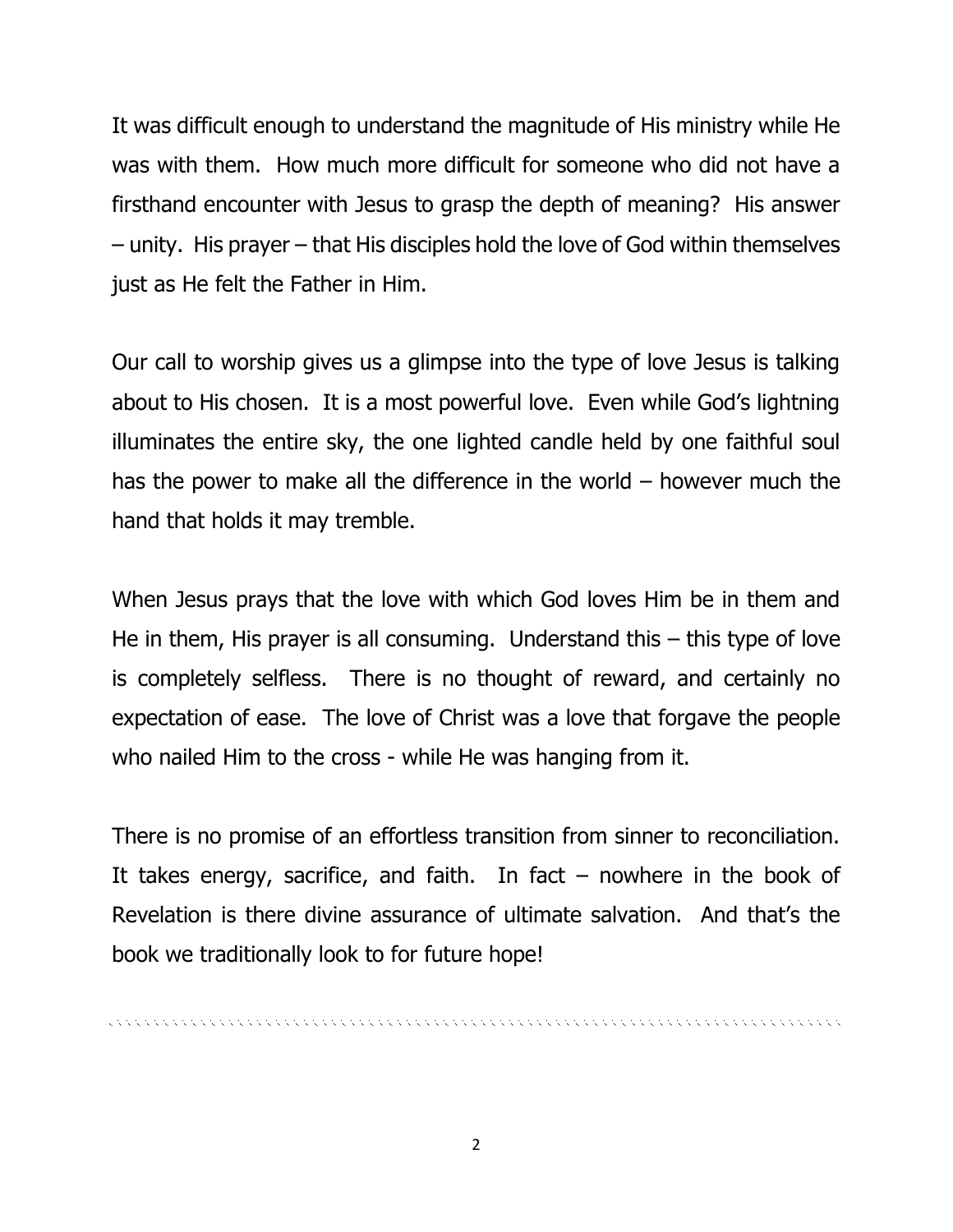It was difficult enough to understand the magnitude of His ministry while He was with them. How much more difficult for someone who did not have a firsthand encounter with Jesus to grasp the depth of meaning? His answer – unity. His prayer – that His disciples hold the love of God within themselves just as He felt the Father in Him.

Our call to worship gives us a glimpse into the type of love Jesus is talking about to His chosen. It is a most powerful love. Even while God's lightning illuminates the entire sky, the one lighted candle held by one faithful soul has the power to make all the difference in the world – however much the hand that holds it may tremble.

When Jesus prays that the love with which God loves Him be in them and He in them, His prayer is all consuming. Understand this – this type of love is completely selfless. There is no thought of reward, and certainly no expectation of ease. The love of Christ was a love that forgave the people who nailed Him to the cross - while He was hanging from it.

There is no promise of an effortless transition from sinner to reconciliation. It takes energy, sacrifice, and faith. In fact – nowhere in the book of Revelation is there divine assurance of ultimate salvation. And that's the book we traditionally look to for future hope!

---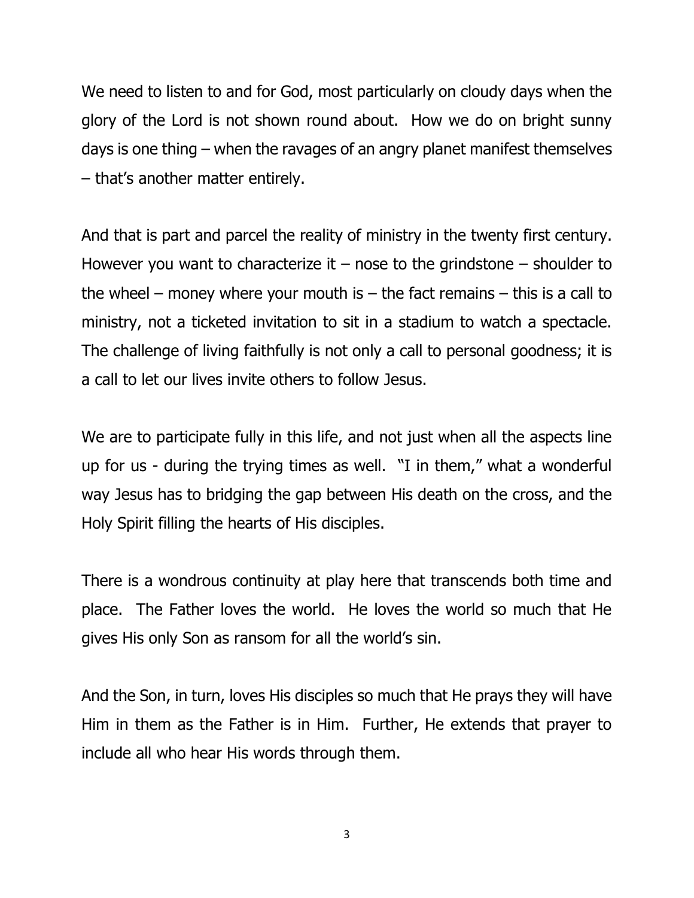We need to listen to and for God, most particularly on cloudy days when the glory of the Lord is not shown round about. How we do on bright sunny days is one thing – when the ravages of an angry planet manifest themselves – that's another matter entirely.

And that is part and parcel the reality of ministry in the twenty first century. However you want to characterize it – nose to the grindstone – shoulder to the wheel – money where your mouth is – the fact remains – this is a call to ministry, not a ticketed invitation to sit in a stadium to watch a spectacle. The challenge of living faithfully is not only a call to personal goodness; it is a call to let our lives invite others to follow Jesus.

We are to participate fully in this life, and not just when all the aspects line up for us - during the trying times as well. "I in them," what a wonderful way Jesus has to bridging the gap between His death on the cross, and the Holy Spirit filling the hearts of His disciples.

There is a wondrous continuity at play here that transcends both time and place. The Father loves the world. He loves the world so much that He gives His only Son as ransom for all the world's sin.

And the Son, in turn, loves His disciples so much that He prays they will have Him in them as the Father is in Him. Further, He extends that prayer to include all who hear His words through them.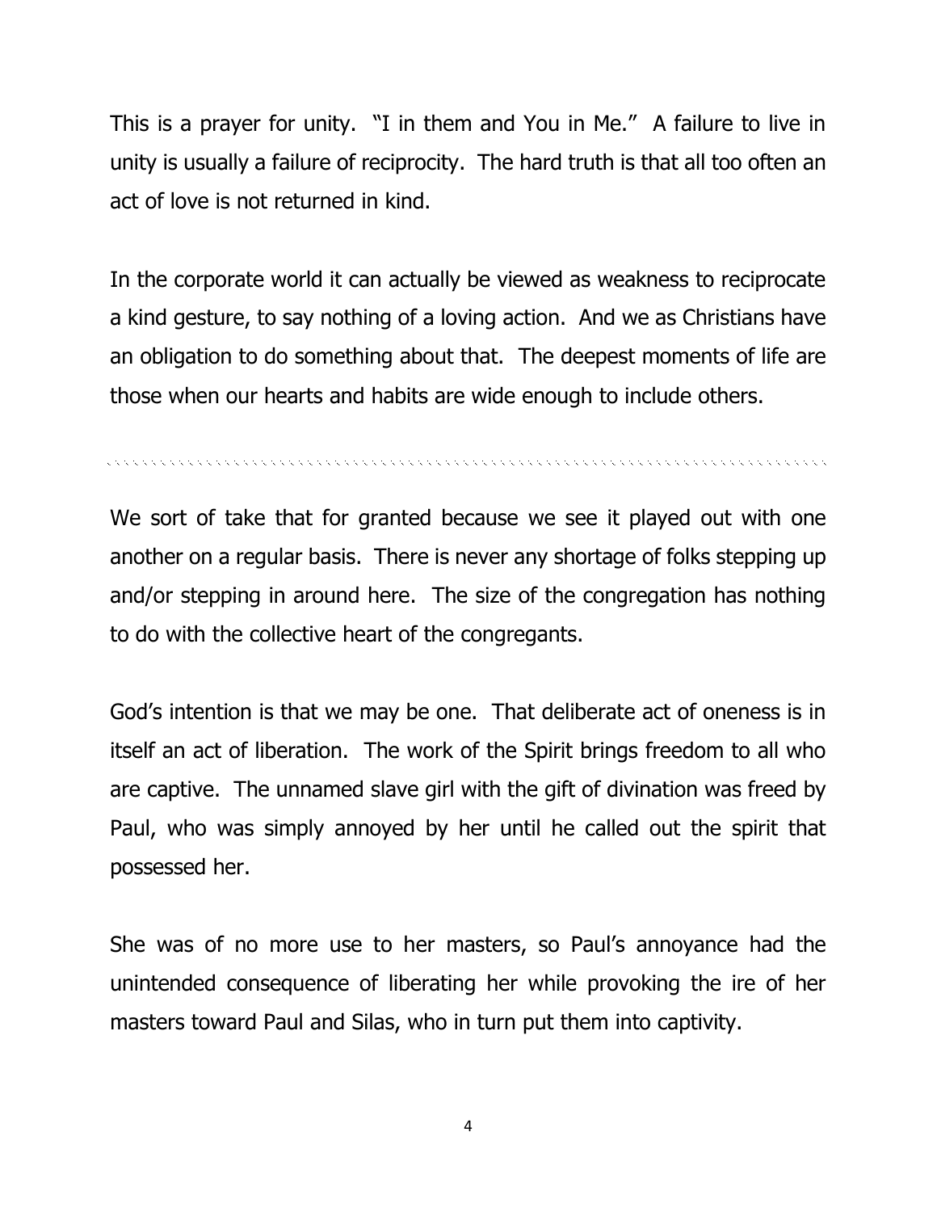This is a prayer for unity. "I in them and You in Me." A failure to live in unity is usually a failure of reciprocity. The hard truth is that all too often an act of love is not returned in kind.

In the corporate world it can actually be viewed as weakness to reciprocate a kind gesture, to say nothing of a loving action. And we as Christians have an obligation to do something about that. The deepest moments of life are those when our hearts and habits are wide enough to include others.

---

We sort of take that for granted because we see it played out with one another on a regular basis. There is never any shortage of folks stepping up and/or stepping in around here. The size of the congregation has nothing to do with the collective heart of the congregants.

God's intention is that we may be one. That deliberate act of oneness is in itself an act of liberation. The work of the Spirit brings freedom to all who are captive. The unnamed slave girl with the gift of divination was freed by Paul, who was simply annoyed by her until he called out the spirit that possessed her.

She was of no more use to her masters, so Paul's annoyance had the unintended consequence of liberating her while provoking the ire of her masters toward Paul and Silas, who in turn put them into captivity.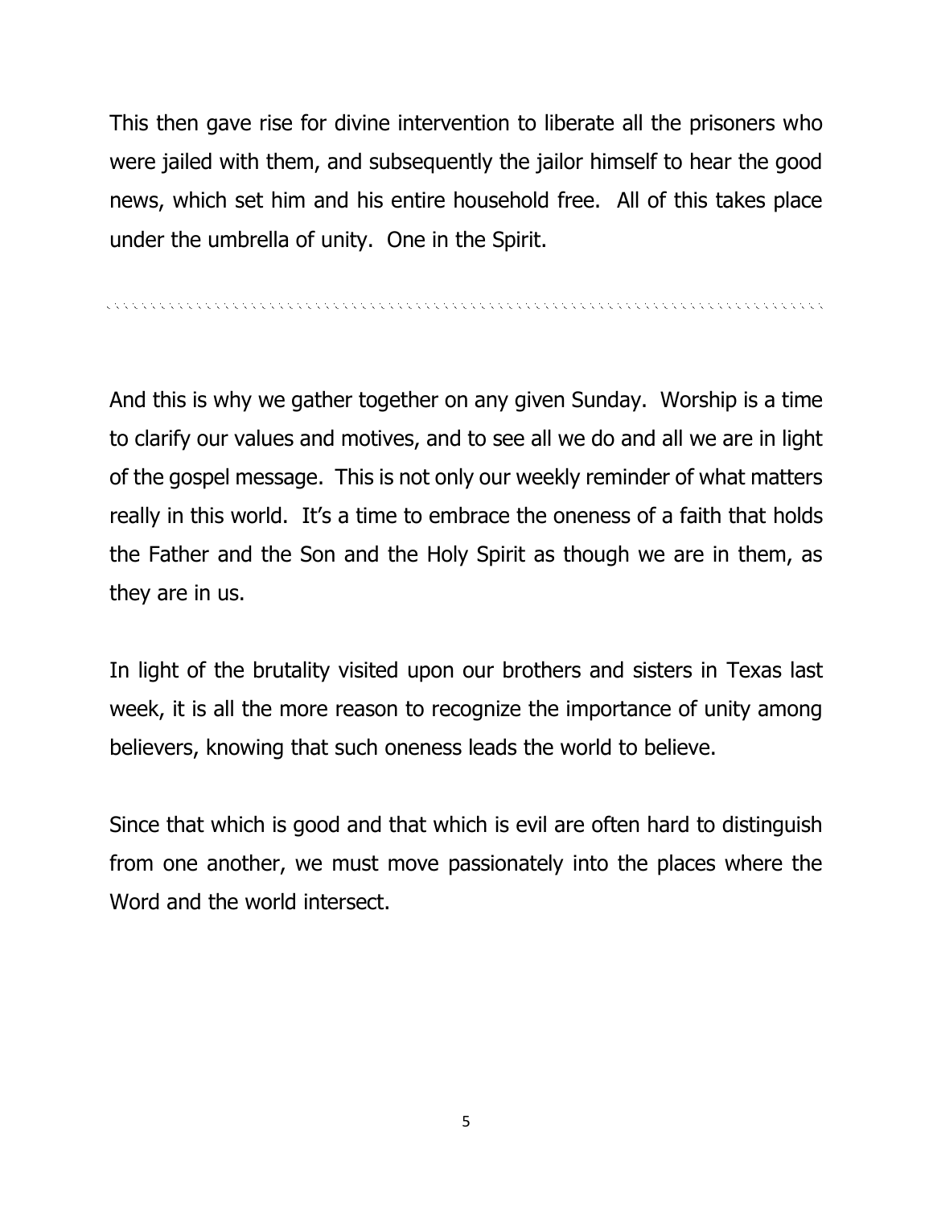This then gave rise for divine intervention to liberate all the prisoners who were jailed with them, and subsequently the jailor himself to hear the good news, which set him and his entire household free. All of this takes place under the umbrella of unity. One in the Spirit.

---

And this is why we gather together on any given Sunday. Worship is a time to clarify our values and motives, and to see all we do and all we are in light of the gospel message. This is not only our weekly reminder of what matters really in this world. It's a time to embrace the oneness of a faith that holds the Father and the Son and the Holy Spirit as though we are in them, as they are in us.

In light of the brutality visited upon our brothers and sisters in Texas last week, it is all the more reason to recognize the importance of unity among believers, knowing that such oneness leads the world to believe.

Since that which is good and that which is evil are often hard to distinguish from one another, we must move passionately into the places where the Word and the world intersect.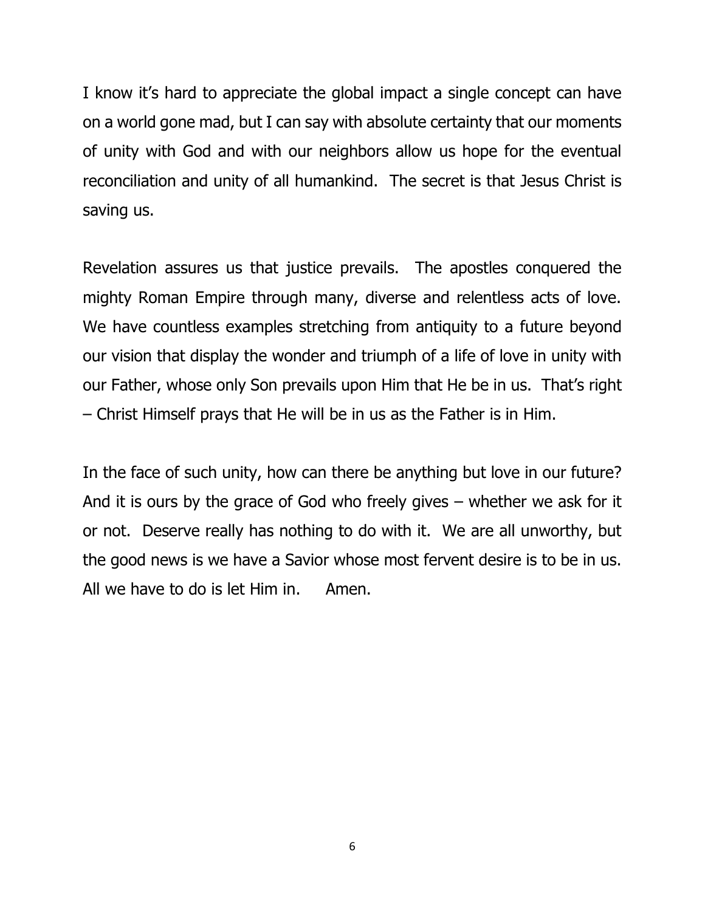I know it's hard to appreciate the global impact a single concept can have on a world gone mad, but I can say with absolute certainty that our moments of unity with God and with our neighbors allow us hope for the eventual reconciliation and unity of all humankind. The secret is that Jesus Christ is saving us.

Revelation assures us that justice prevails. The apostles conquered the mighty Roman Empire through many, diverse and relentless acts of love. We have countless examples stretching from antiquity to a future beyond our vision that display the wonder and triumph of a life of love in unity with our Father, whose only Son prevails upon Him that He be in us. That's right – Christ Himself prays that He will be in us as the Father is in Him.

In the face of such unity, how can there be anything but love in our future? And it is ours by the grace of God who freely gives – whether we ask for it or not. Deserve really has nothing to do with it. We are all unworthy, but the good news is we have a Savior whose most fervent desire is to be in us. All we have to do is let Him in. Amen.